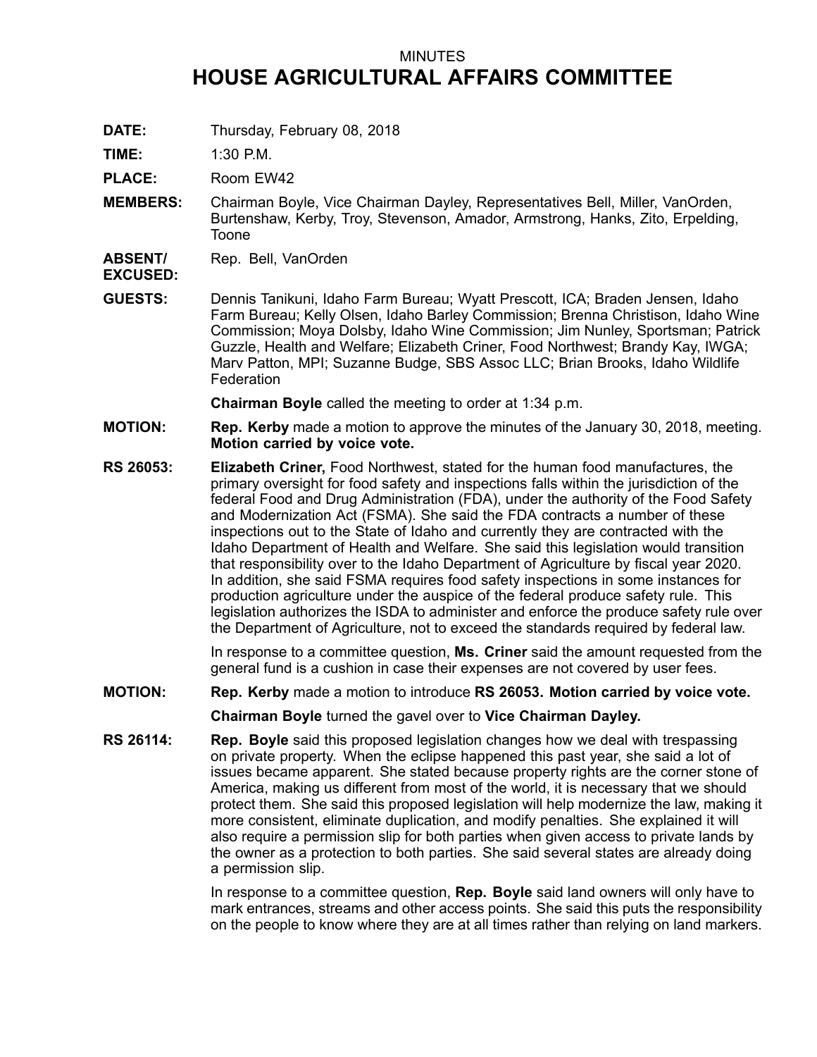MINUTES

# HOUSE AGRICULTURAL AFFAIRS COMMITTEE

**DATE:** Thursday, February 08, 2018

**TIME:** 1:30 P.M.

**PLACE:** Room EW42

**MEMBERS:** Chairman Boyle, Vice Chairman Dayley, Representatives Bell, Miller, VanOrden, Burtenshaw, Kerby, Troy, Stevenson, Amador, Armstrong, Hanks, Zito, Erpelding, Toone

**ABSENT/ EXCUSED:** Rep. Bell, VanOrden

**GUESTS:** Dennis Tanikuni, Idaho Farm Bureau; Wyatt Prescott, ICA; Braden Jensen, Idaho Farm Bureau; Kelly Olsen, Idaho Barley Commission; Brenna Christison, Idaho Wine Commission; Moya Dolsby, Idaho Wine Commission; Jim Nunley, Sportsman; Patrick Guzzle, Health and Welfare; Elizabeth Criner, Food Northwest; Brandy Kay, IWGA; Marv Patton, MPI; Suzanne Budge, SBS Assoc LLC; Brian Brooks, Idaho Wildlife Federation

**Chairman Boyle** called the meeting to order at 1:34 p.m.

**MOTION:** **Rep. Kerby** made a motion to approve the minutes of the January 30, 2018, meeting. **Motion carried by voice vote.**

**RS 26053:** **Elizabeth Criner,** Food Northwest, stated for the human food manufactures, the primary oversight for food safety and inspections falls within the jurisdiction of the federal Food and Drug Administration (FDA), under the authority of the Food Safety and Modernization Act (FSMA). She said the FDA contracts a number of these inspections out to the State of Idaho and currently they are contracted with the Idaho Department of Health and Welfare. She said this legislation would transition that responsibility over to the Idaho Department of Agriculture by fiscal year 2020. In addition, she said FSMA requires food safety inspections in some instances for production agriculture under the auspice of the federal produce safety rule. This legislation authorizes the ISDA to administer and enforce the produce safety rule over the Department of Agriculture, not to exceed the standards required by federal law.

In response to a committee question, **Ms. Criner** said the amount requested from the general fund is a cushion in case their expenses are not covered by user fees.

**MOTION:** **Rep. Kerby** made a motion to introduce **RS 26053. Motion carried by voice vote.**

**Chairman Boyle** turned the gavel over to **Vice Chairman Dayley.**

**RS 26114:** **Rep. Boyle** said this proposed legislation changes how we deal with trespassing on private property. When the eclipse happened this past year, she said a lot of issues became apparent. She stated because property rights are the corner stone of America, making us different from most of the world, it is necessary that we should protect them. She said this proposed legislation will help modernize the law, making it more consistent, eliminate duplication, and modify penalties. She explained it will also require a permission slip for both parties when given access to private lands by the owner as a protection to both parties. She said several states are already doing a permission slip.

In response to a committee question, **Rep. Boyle** said land owners will only have to mark entrances, streams and other access points. She said this puts the responsibility on the people to know where they are at all times rather than relying on land markers.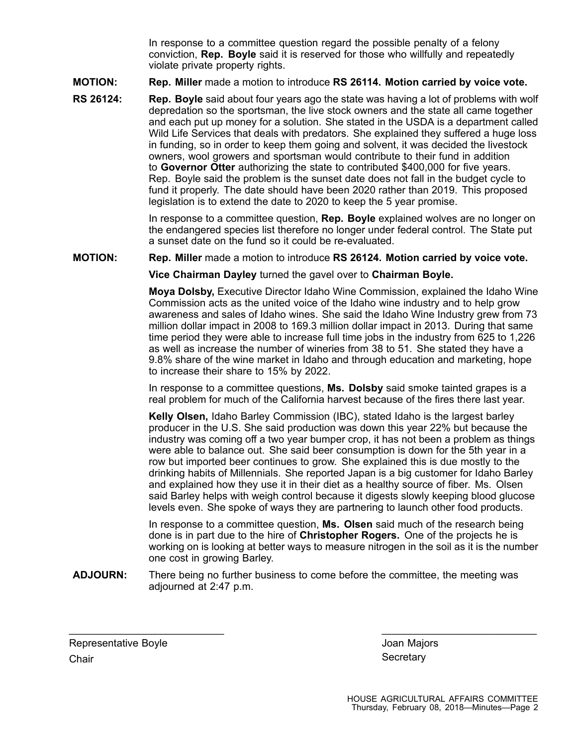In response to a committee question regard the possible penalty of a felony conviction, **Rep. Boyle** said it is reserved for those who willfully and repeatedly violate private property rights.

**MOTION:** **Rep. Miller** made a motion to introduce **RS 26114. Motion carried by voice vote.**

**RS 26124:** **Rep. Boyle** said about four years ago the state was having a lot of problems with wolf depredation so the sportsman, the live stock owners and the state all came together and each put up money for a solution. She stated in the USDA is a department called Wild Life Services that deals with predators. She explained they suffered a huge loss in funding, so in order to keep them going and solvent, it was decided the livestock owners, wool growers and sportsman would contribute to their fund in addition to **Governor Otter** authorizing the state to contributed $400,000 for five years. Rep. Boyle said the problem is the sunset date does not fall in the budget cycle to fund it properly. The date should have been 2020 rather than 2019. This proposed legislation is to extend the date to 2020 to keep the 5 year promise.

In response to a committee question, **Rep. Boyle** explained wolves are no longer on the endangered species list therefore no longer under federal control. The State put a sunset date on the fund so it could be re-evaluated.

**MOTION:** **Rep. Miller** made a motion to introduce **RS 26124. Motion carried by voice vote.**

**Vice Chairman Dayley** turned the gavel over to **Chairman Boyle.**

**Moya Dolsby,** Executive Director Idaho Wine Commission, explained the Idaho Wine Commission acts as the united voice of the Idaho wine industry and to help grow awareness and sales of Idaho wines. She said the Idaho Wine Industry grew from 73 million dollar impact in 2008 to 169.3 million dollar impact in 2013. During that same time period they were able to increase full time jobs in the industry from 625 to 1,226 as well as increase the number of wineries from 38 to 51. She stated they have a 9.8% share of the wine market in Idaho and through education and marketing, hope to increase their share to 15% by 2022.

In response to a committee questions, **Ms. Dolsby** said smoke tainted grapes is a real problem for much of the California harvest because of the fires there last year.

**Kelly Olsen,** Idaho Barley Commission (IBC), stated Idaho is the largest barley producer in the U.S. She said production was down this year 22% but because the industry was coming off a two year bumper crop, it has not been a problem as things were able to balance out. She said beer consumption is down for the 5th year in a row but imported beer continues to grow. She explained this is due mostly to the drinking habits of Millennials. She reported Japan is a big customer for Idaho Barley and explained how they use it in their diet as a healthy source of fiber. Ms. Olsen said Barley helps with weigh control because it digests slowly keeping blood glucose levels even. She spoke of ways they are partnering to launch other food products.

In response to a committee question, **Ms. Olsen** said much of the research being done is in part due to the hire of **Christopher Rogers.** One of the projects he is working on is looking at better ways to measure nitrogen in the soil as it is the number one cost in growing Barley.

**ADJOURN:** There being no further business to come before the committee, the meeting was adjourned at 2:47 p.m.

___________________________ ___________________________

Representative Boyle  
Chair

Joan Majors  
Secretary